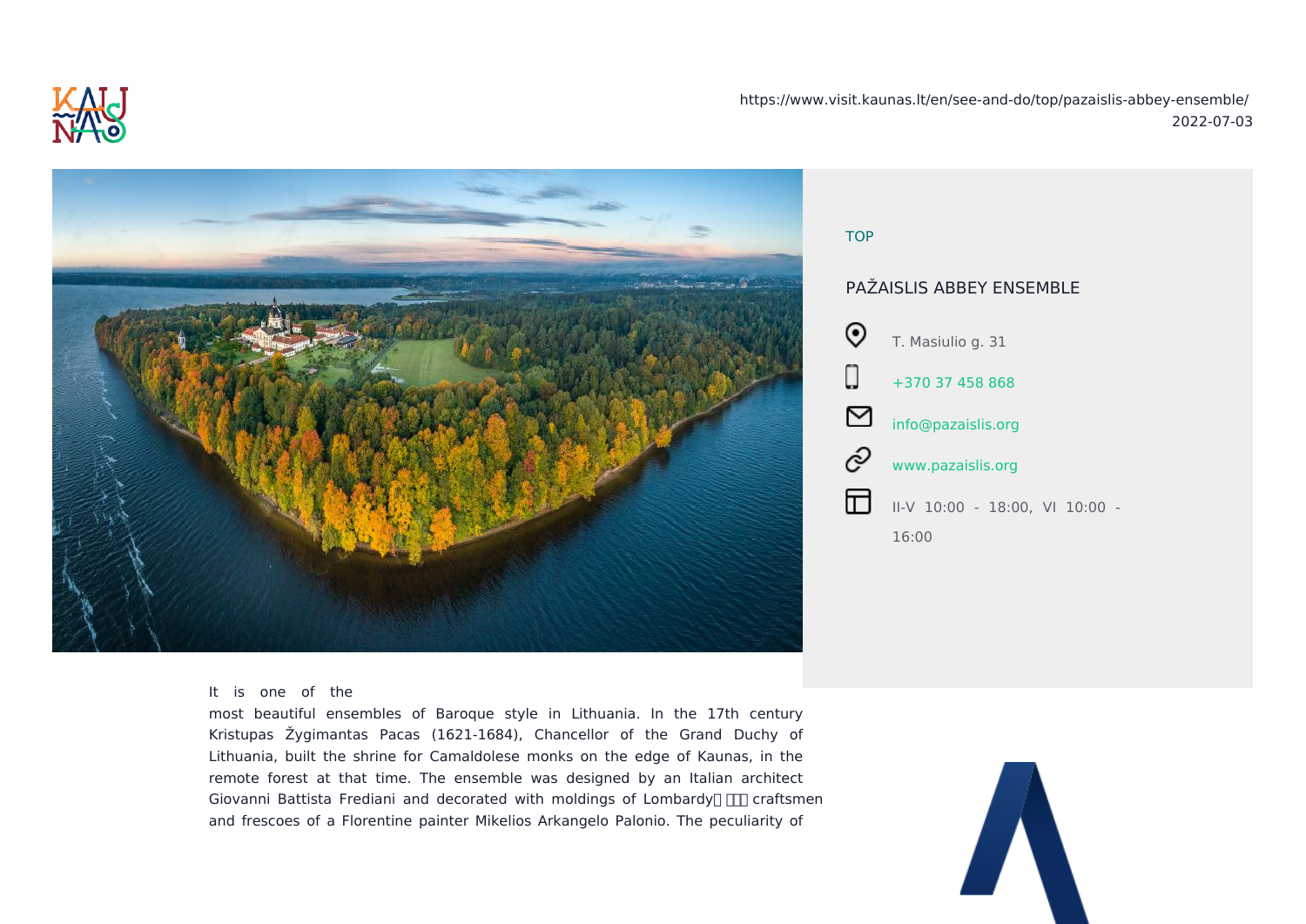https://www.visit.kaunas.lt/en/see-and-do/top/pazaislis-abbey-ensemble/
2022-07-03

TOP

## PAŽAISLIS ABBEY ENSEMBLE

T. Masiulio g. 31

+370 37 458 868

info@pazaislis.org

www.pazaislis.org

II-V 10:00 - 18:00, VI 10:00 - 16:00

It is one of the most beautiful ensembles of Baroque style in Lithuania. In the 17th century Kristupas Žygimantas Pacas (1621-1684), Chancellor of the Grand Duchy of Lithuania, built the shrine for Camaldolese monks on the edge of Kaunas, in the remote forest at that time. The ensemble was designed by an Italian architect Giovanni Battista Frediani and decorated with moldings of Lombardy craftsmen and frescoes of a Florentine painter Mikelios Arkangelo Palonio. The peculiarity of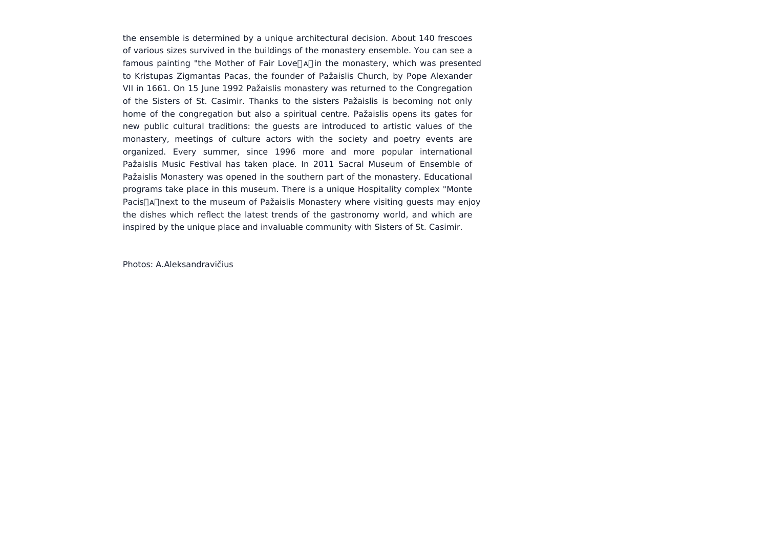the ensemble is determined by a unique architectural decision. About 140 frescoes of various sizes survived in the buildings of the monastery ensemble. You can see a famous painting "the Mother of Fair Love" in the monastery, which was presented to Kristupas Zigmantas Pacas, the founder of Pažaislis Church, by Pope Alexander VII in 1661. On 15 June 1992 Pažaislis monastery was returned to the Congregation of the Sisters of St. Casimir. Thanks to the sisters Pažaislis is becoming not only home of the congregation but also a spiritual centre. Pažaislis opens its gates for new public cultural traditions: the guests are introduced to artistic values of the monastery, meetings of culture actors with the society and poetry events are organized. Every summer, since 1996 more and more popular international Pažaislis Music Festival has taken place. In 2011 Sacral Museum of Ensemble of Pažaislis Monastery was opened in the southern part of the monastery. Educational programs take place in this museum. There is a unique Hospitality complex "Monte Pacis" next to the museum of Pažaislis Monastery where visiting guests may enjoy the dishes which reflect the latest trends of the gastronomy world, and which are inspired by the unique place and invaluable community with Sisters of St. Casimir.

Photos: A.Aleksandravičius